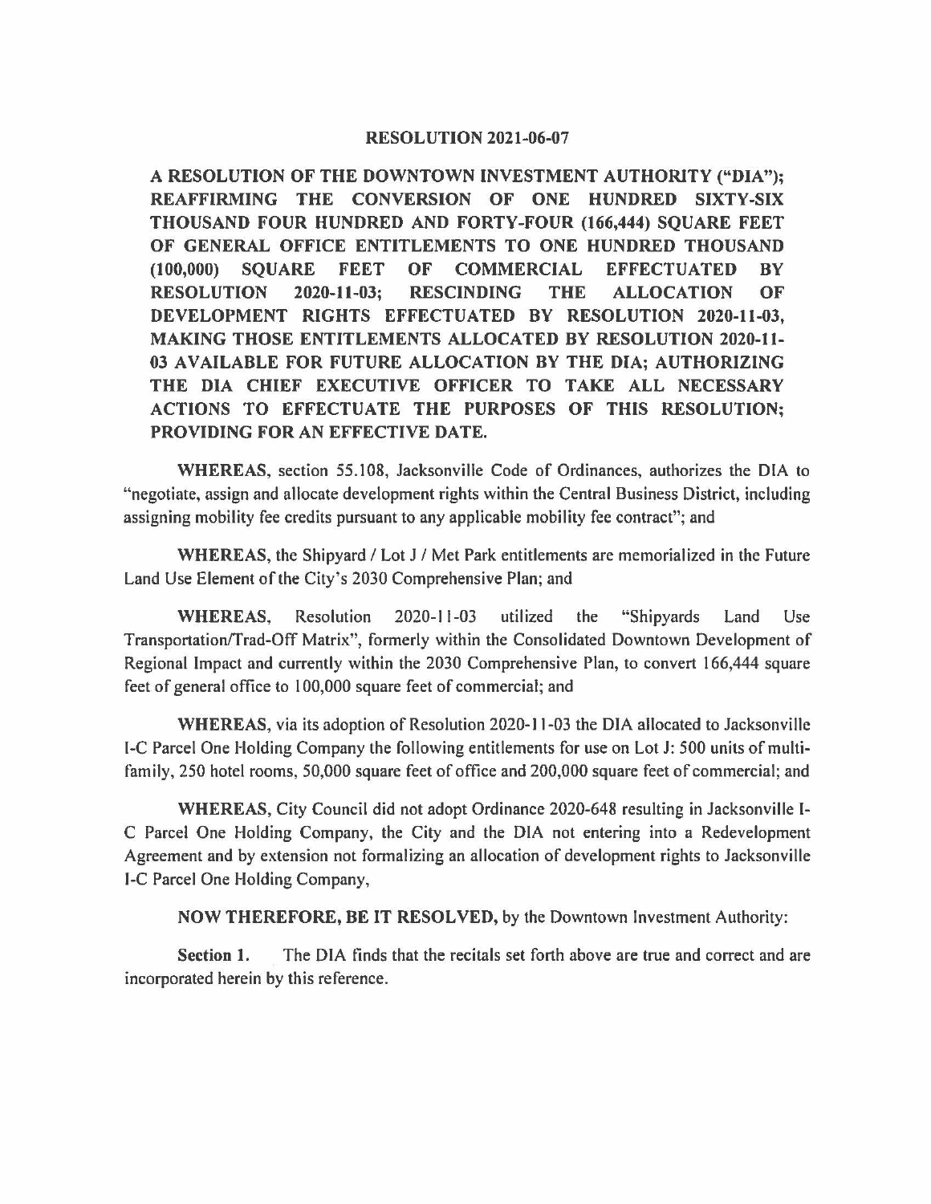# RESOLUTION 2021-06-07

**A RESOLUTION OF THE DOWNTOWN INVESTMENT AUTHORITY ("DIA"); REAFFIRMING THE CONVERSION OF ONE HUNDRED SIXTY-SIX THOUSAND FOUR HUNDRED AND FORTY-FOUR (166,444) SQUARE FEET OF GENERAL OFFICE ENTITLEMENTS TO ONE HUNDRED THOUSAND (100,000) SQUARE FEET OF COMMERCIAL EFFECTUATED BY RESOLUTION 2020-11-03; RESCINDING THE ALLOCATION OF DEVELOPMENT RIGHTS EFFECTUATED BY RESOLUTION 2020-11-03, MAKING THOSE ENTITLEMENTS ALLOCATED BY RESOLUTION 2020-11-03 AVAILABLE FOR FUTURE ALLOCATION BY THE DIA; AUTHORIZING THE DIA CHIEF EXECUTIVE OFFICER TO TAKE ALL NECESSARY ACTIONS TO EFFECTUATE THE PURPOSES OF THIS RESOLUTION; PROVIDING FOR AN EFFECTIVE DATE.**

**WHEREAS**, section 55.108, Jacksonville Code of Ordinances, authorizes the DIA to "negotiate, assign and allocate development rights within the Central Business District, including assigning mobility fee credits pursuant to any applicable mobility fee contract"; and

**WHEREAS**, the Shipyard / Lot J / Met Park entitlements are memorialized in the Future Land Use Element of the City's 2030 Comprehensive Plan; and

**WHEREAS**, Resolution 2020-11-03 utilized the "Shipyards Land Use Transportation/Trad-Off Matrix", formerly within the Consolidated Downtown Development of Regional Impact and currently within the 2030 Comprehensive Plan, to convert 166,444 square feet of general office to 100,000 square feet of commercial; and

**WHEREAS**, via its adoption of Resolution 2020-11-03 the DIA allocated to Jacksonville I-C Parcel One Holding Company the following entitlements for use on Lot J: 500 units of multi-family, 250 hotel rooms, 50,000 square feet of office and 200,000 square feet of commercial; and

**WHEREAS**, City Council did not adopt Ordinance 2020-648 resulting in Jacksonville I-C Parcel One Holding Company, the City and the DIA not entering into a Redevelopment Agreement and by extension not formalizing an allocation of development rights to Jacksonville I-C Parcel One Holding Company,

**NOW THEREFORE, BE IT RESOLVED,** by the Downtown Investment Authority:

**Section 1.** The DIA finds that the recitals set forth above are true and correct and are incorporated herein by this reference.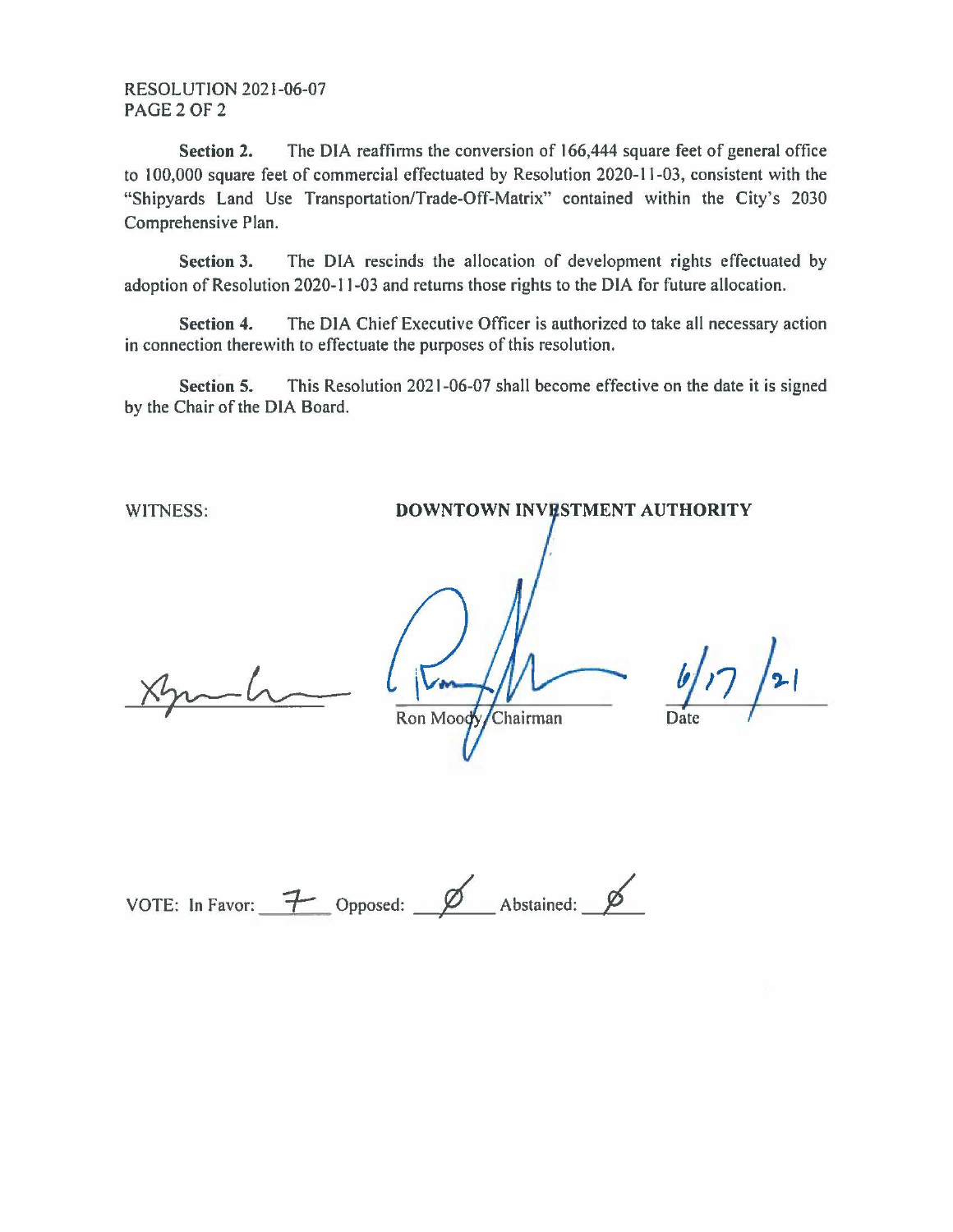RESOLUTION 2021-06-07
PAGE 2 OF 2

**Section 2.** The DIA reaffirms the conversion of 166,444 square feet of general office to 100,000 square feet of commercial effectuated by Resolution 2020-11-03, consistent with the "Shipyards Land Use Transportation/Trade-Off-Matrix" contained within the City's 2030 Comprehensive Plan.

**Section 3.** The DIA rescinds the allocation of development rights effectuated by adoption of Resolution 2020-11-03 and returns those rights to the DIA for future allocation.

**Section 4.** The DIA Chief Executive Officer is authorized to take all necessary action in connection therewith to effectuate the purposes of this resolution.

**Section 5.** This Resolution 2021-06-07 shall become effective on the date it is signed by the Chair of the DIA Board.

WITNESS:

**DOWNTOWN INVESTMENT AUTHORITY**

Ron Moody, Chairman

Date: 6/17/21

VOTE: In Favor: 7 Opposed: Ø Abstained: Ø